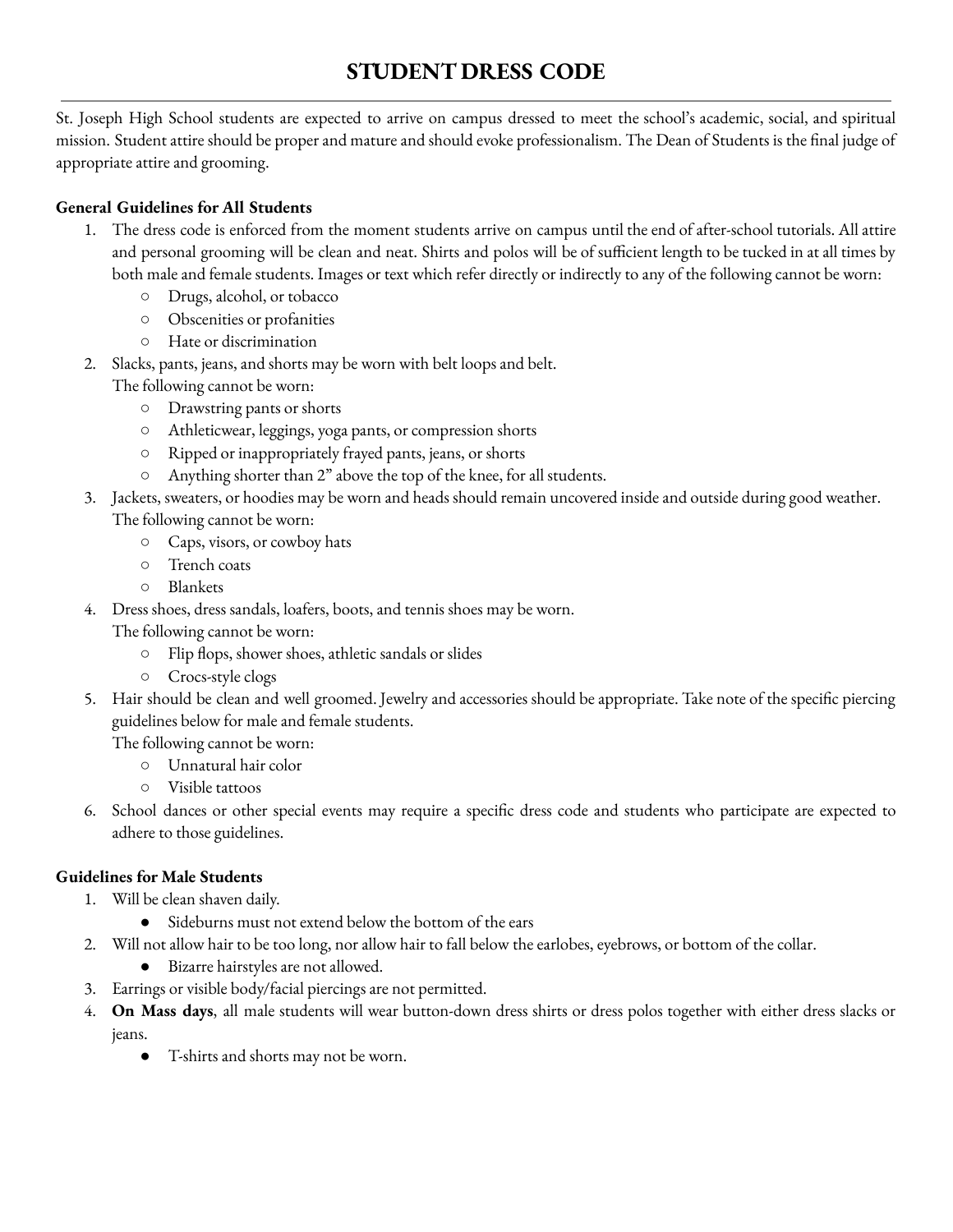# STUDENT DRESS CODE

St. Joseph High School students are expected to arrive on campus dressed to meet the school's academic, social, and spiritual mission. Student attire should be proper and mature and should evoke professionalism. The Dean of Students is the final judge of appropriate attire and grooming.

**General Guidelines for All Students**

1. The dress code is enforced from the moment students arrive on campus until the end of after-school tutorials. All attire and personal grooming will be clean and neat. Shirts and polos will be of sufficient length to be tucked in at all times by both male and female students. Images or text which refer directly or indirectly to any of the following cannot be worn:
    - Drugs, alcohol, or tobacco
    - Obscenities or profanities
    - Hate or discrimination
2. Slacks, pants, jeans, and shorts may be worn with belt loops and belt.
   The following cannot be worn:
    - Drawstring pants or shorts
    - Athleticwear, leggings, yoga pants, or compression shorts
    - Ripped or inappropriately frayed pants, jeans, or shorts
    - Anything shorter than 2" above the top of the knee, for all students.
3. Jackets, sweaters, or hoodies may be worn and heads should remain uncovered inside and outside during good weather.
   The following cannot be worn:
    - Caps, visors, or cowboy hats
    - Trench coats
    - Blankets
4. Dress shoes, dress sandals, loafers, boots, and tennis shoes may be worn.
   The following cannot be worn:
    - Flip flops, shower shoes, athletic sandals or slides
    - Crocs-style clogs
5. Hair should be clean and well groomed. Jewelry and accessories should be appropriate. Take note of the specific piercing guidelines below for male and female students.
   The following cannot be worn:
    - Unnatural hair color
    - Visible tattoos
6. School dances or other special events may require a specific dress code and students who participate are expected to adhere to those guidelines.

**Guidelines for Male Students**

1. Will be clean shaven daily.
    - Sideburns must not extend below the bottom of the ears
2. Will not allow hair to be too long, nor allow hair to fall below the earlobes, eyebrows, or bottom of the collar.
    - Bizarre hairstyles are not allowed.
3. Earrings or visible body/facial piercings are not permitted.
4. **On Mass days**, all male students will wear button-down dress shirts or dress polos together with either dress slacks or jeans.
    - T-shirts and shorts may not be worn.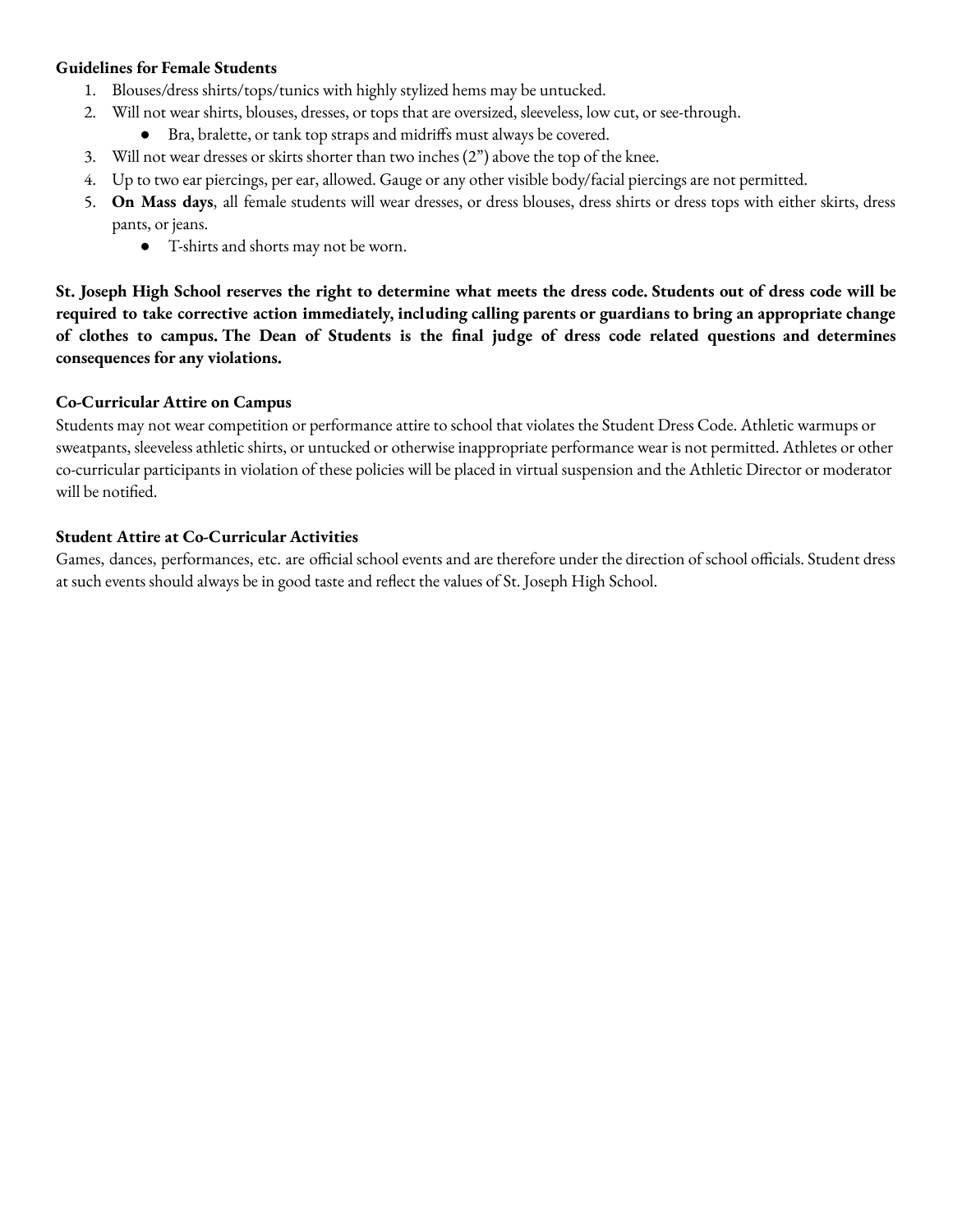**Guidelines for Female Students**

1. Blouses/dress shirts/tops/tunics with highly stylized hems may be untucked.
2. Will not wear shirts, blouses, dresses, or tops that are oversized, sleeveless, low cut, or see-through.
   - Bra, bralette, or tank top straps and midriffs must always be covered.
3. Will not wear dresses or skirts shorter than two inches (2") above the top of the knee.
4. Up to two ear piercings, per ear, allowed. Gauge or any other visible body/facial piercings are not permitted.
5. **On Mass days**, all female students will wear dresses, or dress blouses, dress shirts or dress tops with either skirts, dress pants, or jeans.
   - T-shirts and shorts may not be worn.

**St. Joseph High School reserves the right to determine what meets the dress code. Students out of dress code will be required to take corrective action immediately, including calling parents or guardians to bring an appropriate change of clothes to campus. The Dean of Students is the final judge of dress code related questions and determines consequences for any violations.**

**Co-Curricular Attire on Campus**

Students may not wear competition or performance attire to school that violates the Student Dress Code. Athletic warmups or sweatpants, sleeveless athletic shirts, or untucked or otherwise inappropriate performance wear is not permitted. Athletes or other co-curricular participants in violation of these policies will be placed in virtual suspension and the Athletic Director or moderator will be notified.

**Student Attire at Co-Curricular Activities**

Games, dances, performances, etc. are official school events and are therefore under the direction of school officials. Student dress at such events should always be in good taste and reflect the values of St. Joseph High School.